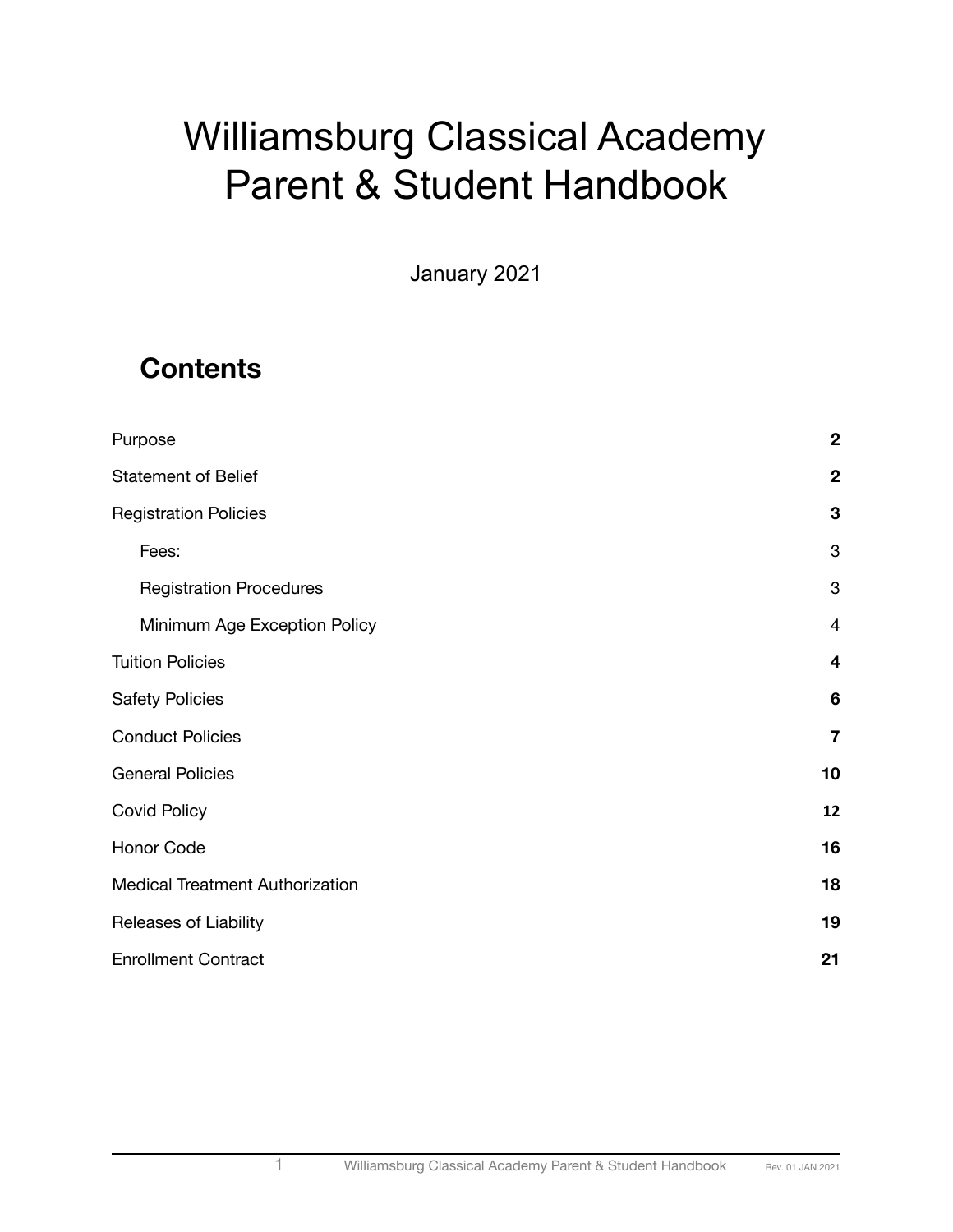# Williamsburg Classical Academy Parent & Student Handbook

January 2021

## Contents

| | |
|---|---|
| Purpose | **2** |
| Statement of Belief | **2** |
| Registration Policies | **3** |
| &nbsp;&nbsp;&nbsp;&nbsp;Fees: | 3 |
| &nbsp;&nbsp;&nbsp;&nbsp;Registration Procedures | 3 |
| &nbsp;&nbsp;&nbsp;&nbsp;Minimum Age Exception Policy | 4 |
| Tuition Policies | **4** |
| Safety Policies | **6** |
| Conduct Policies | **7** |
| General Policies | **10** |
| Covid Policy | **12** |
| Honor Code | **16** |
| Medical Treatment Authorization | **18** |
| Releases of Liability | **19** |
| Enrollment Contract | **21** |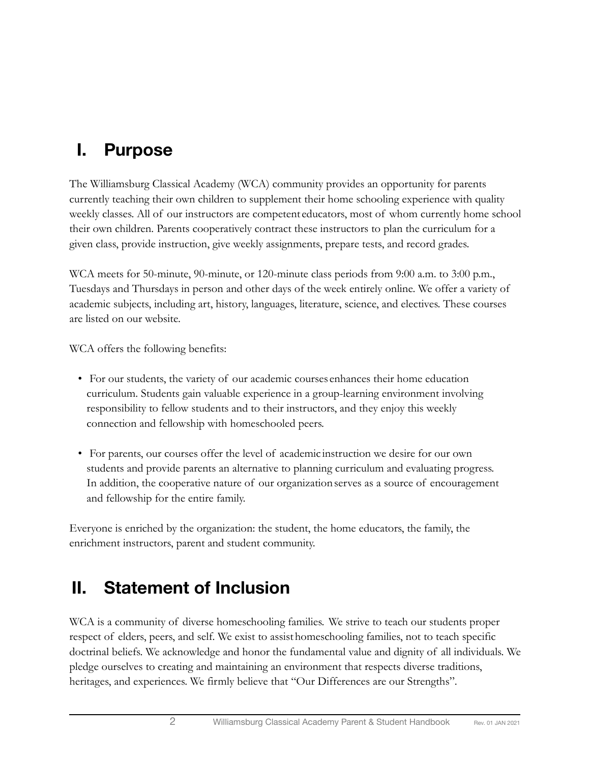## I. Purpose

The Williamsburg Classical Academy (WCA) community provides an opportunity for parents currently teaching their own children to supplement their home schooling experience with quality weekly classes. All of our instructors are competent educators, most of whom currently home school their own children. Parents cooperatively contract these instructors to plan the curriculum for a given class, provide instruction, give weekly assignments, prepare tests, and record grades.

WCA meets for 50-minute, 90-minute, or 120-minute class periods from 9:00 a.m. to 3:00 p.m., Tuesdays and Thursdays in person and other days of the week entirely online. We offer a variety of academic subjects, including art, history, languages, literature, science, and electives. These courses are listed on our website.

WCA offers the following benefits:

- For our students, the variety of our academic courses enhances their home education curriculum. Students gain valuable experience in a group-learning environment involving responsibility to fellow students and to their instructors, and they enjoy this weekly connection and fellowship with homeschooled peers.

- For parents, our courses offer the level of academic instruction we desire for our own students and provide parents an alternative to planning curriculum and evaluating progress. In addition, the cooperative nature of our organization serves as a source of encouragement and fellowship for the entire family.

Everyone is enriched by the organization: the student, the home educators, the family, the enrichment instructors, parent and student community.

## II. Statement of Inclusion

WCA is a community of diverse homeschooling families. We strive to teach our students proper respect of elders, peers, and self. We exist to assist homeschooling families, not to teach specific doctrinal beliefs. We acknowledge and honor the fundamental value and dignity of all individuals. We pledge ourselves to creating and maintaining an environment that respects diverse traditions, heritages, and experiences. We firmly believe that "Our Differences are our Strengths".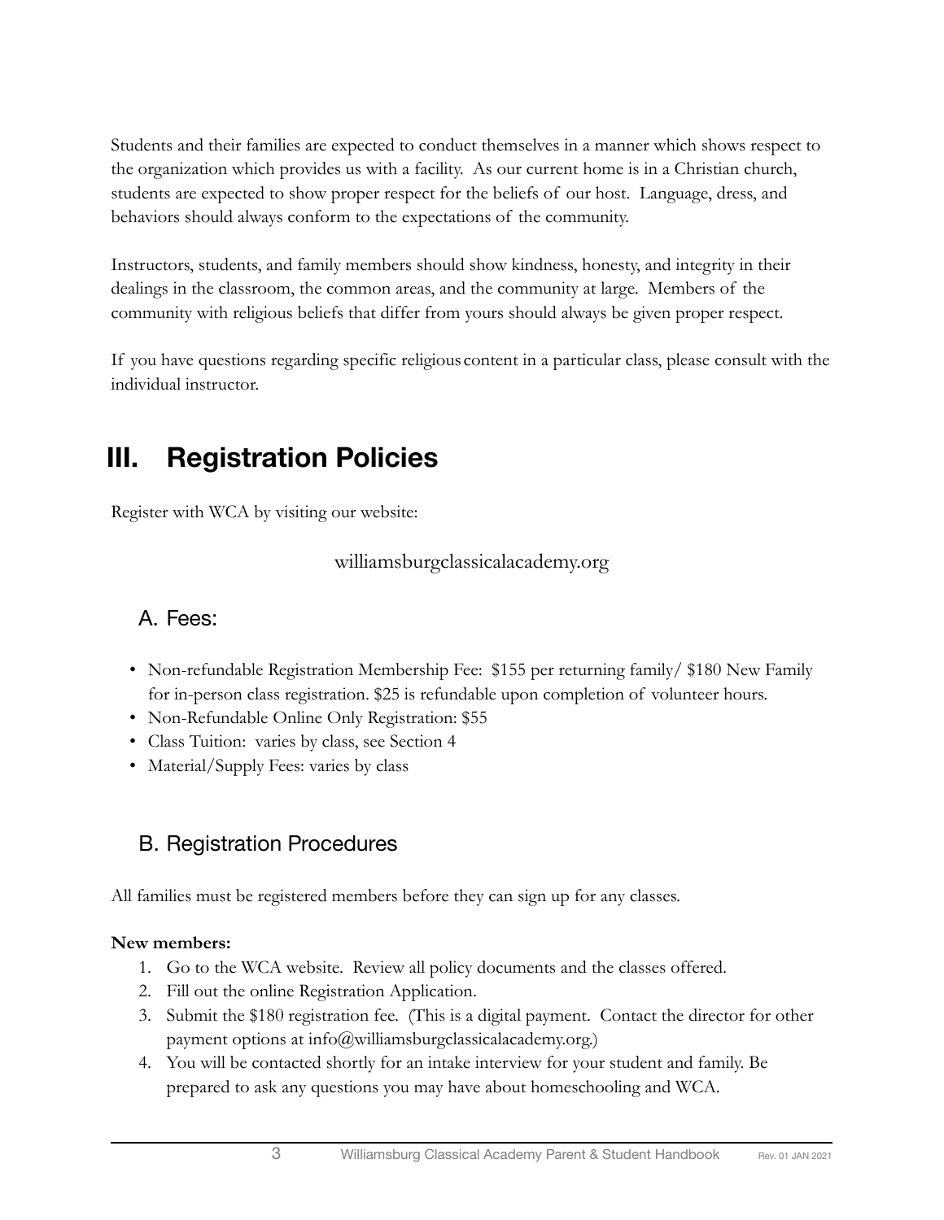Students and their families are expected to conduct themselves in a manner which shows respect to the organization which provides us with a facility. As our current home is in a Christian church, students are expected to show proper respect for the beliefs of our host. Language, dress, and behaviors should always conform to the expectations of the community.

Instructors, students, and family members should show kindness, honesty, and integrity in their dealings in the classroom, the common areas, and the community at large. Members of the community with religious beliefs that differ from yours should always be given proper respect.

If you have questions regarding specific religious content in a particular class, please consult with the individual instructor.

# III. Registration Policies

Register with WCA by visiting our website:

williamsburgclassicalacademy.org

## A. Fees:

- Non-refundable Registration Membership Fee: $155 per returning family/ $180 New Family for in-person class registration. $25 is refundable upon completion of volunteer hours.
- Non-Refundable Online Only Registration: $55
- Class Tuition: varies by class, see Section 4
- Material/Supply Fees: varies by class

## B. Registration Procedures

All families must be registered members before they can sign up for any classes.

**New members:**

1. Go to the WCA website. Review all policy documents and the classes offered.
2. Fill out the online Registration Application.
3. Submit the $180 registration fee. (This is a digital payment. Contact the director for other payment options at info@williamsburgclassicalacademy.org.)
4. You will be contacted shortly for an intake interview for your student and family. Be prepared to ask any questions you may have about homeschooling and WCA.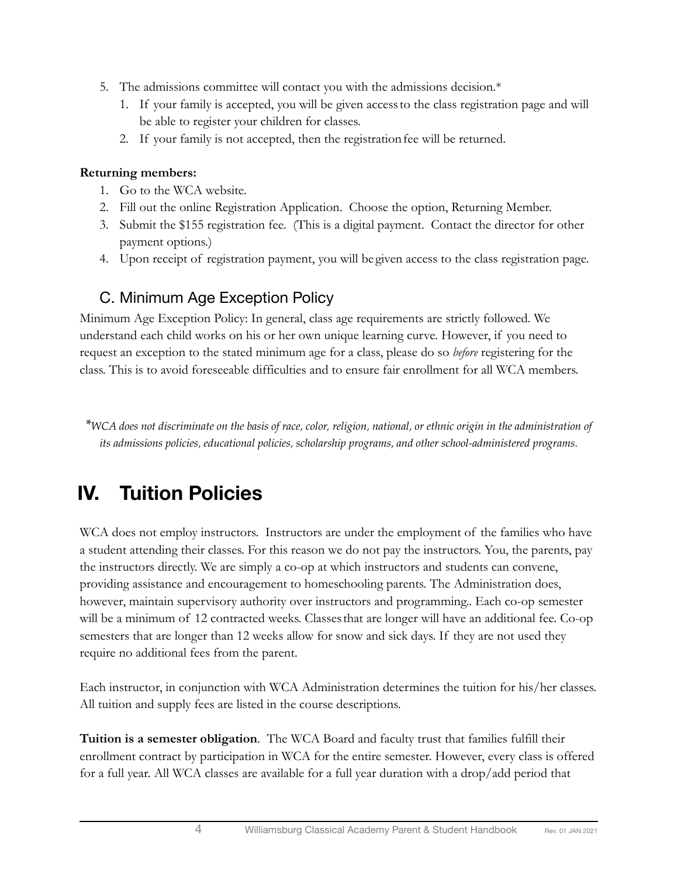5. The admissions committee will contact you with the admissions decision.*
    1. If your family is accepted, you will be given access to the class registration page and will be able to register your children for classes.
    2. If your family is not accepted, then the registration fee will be returned.

**Returning members:**

1. Go to the WCA website.
2. Fill out the online Registration Application. Choose the option, Returning Member.
3. Submit the $155 registration fee. (This is a digital payment. Contact the director for other payment options.)
4. Upon receipt of registration payment, you will be given access to the class registration page.

### C. Minimum Age Exception Policy

Minimum Age Exception Policy: In general, class age requirements are strictly followed. We understand each child works on his or her own unique learning curve. However, if you need to request an exception to the stated minimum age for a class, please do so *before* registering for the class. This is to avoid foreseeable difficulties and to ensure fair enrollment for all WCA members.

**WCA does not discriminate on the basis of race, color, religion, national, or ethnic origin in the administration of its admissions policies, educational policies, scholarship programs, and other school-administered programs.*

## IV. Tuition Policies

WCA does not employ instructors. Instructors are under the employment of the families who have a student attending their classes. For this reason we do not pay the instructors. You, the parents, pay the instructors directly. We are simply a co-op at which instructors and students can convene, providing assistance and encouragement to homeschooling parents. The Administration does, however, maintain supervisory authority over instructors and programming.. Each co-op semester will be a minimum of 12 contracted weeks. Classes that are longer will have an additional fee. Co-op semesters that are longer than 12 weeks allow for snow and sick days. If they are not used they require no additional fees from the parent.

Each instructor, in conjunction with WCA Administration determines the tuition for his/her classes. All tuition and supply fees are listed in the course descriptions.

**Tuition is a semester obligation**. The WCA Board and faculty trust that families fulfill their enrollment contract by participation in WCA for the entire semester. However, every class is offered for a full year. All WCA classes are available for a full year duration with a drop/add period that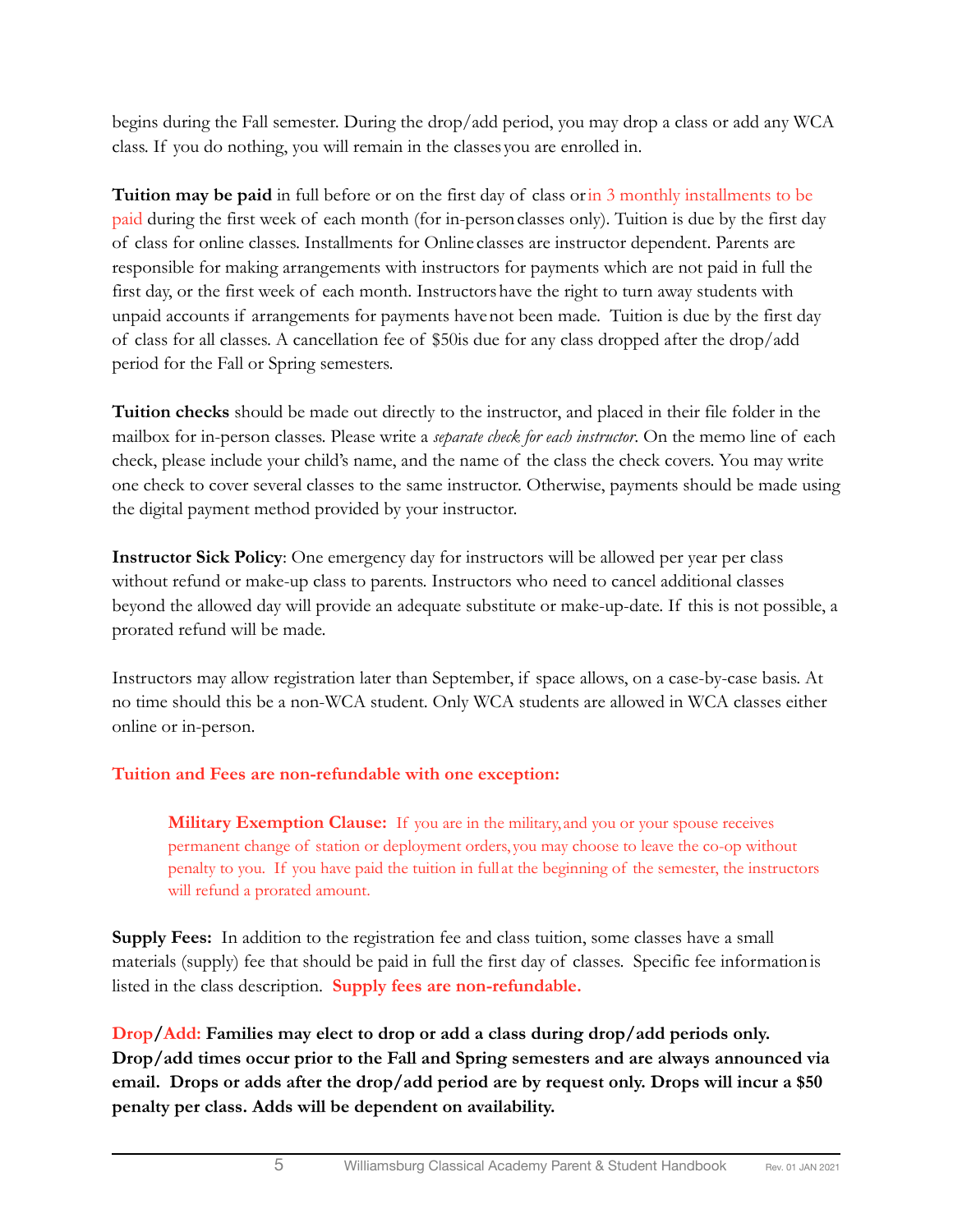begins during the Fall semester. During the drop/add period, you may drop a class or add any WCA class. If you do nothing, you will remain in the classes you are enrolled in.

**Tuition may be paid** in full before or on the first day of class or in 3 monthly installments to be paid during the first week of each month (for in-person classes only). Tuition is due by the first day of class for online classes. Installments for Online classes are instructor dependent. Parents are responsible for making arrangements with instructors for payments which are not paid in full the first day, or the first week of each month. Instructors have the right to turn away students with unpaid accounts if arrangements for payments have not been made. Tuition is due by the first day of class for all classes. A cancellation fee of $50is due for any class dropped after the drop/add period for the Fall or Spring semesters.

**Tuition checks** should be made out directly to the instructor, and placed in their file folder in the mailbox for in-person classes. Please write a *separate check for each instructor*. On the memo line of each check, please include your child's name, and the name of the class the check covers. You may write one check to cover several classes to the same instructor. Otherwise, payments should be made using the digital payment method provided by your instructor.

**Instructor Sick Policy**: One emergency day for instructors will be allowed per year per class without refund or make-up class to parents. Instructors who need to cancel additional classes beyond the allowed day will provide an adequate substitute or make-up-date. If this is not possible, a prorated refund will be made.

Instructors may allow registration later than September, if space allows, on a case-by-case basis. At no time should this be a non-WCA student. Only WCA students are allowed in WCA classes either online or in-person.

**Tuition and Fees are non-refundable with one exception:**

> **Military Exemption Clause:** If you are in the military, and you or your spouse receives permanent change of station or deployment orders, you may choose to leave the co-op without penalty to you. If you have paid the tuition in full at the beginning of the semester, the instructors will refund a prorated amount.

**Supply Fees:** In addition to the registration fee and class tuition, some classes have a small materials (supply) fee that should be paid in full the first day of classes. Specific fee information is listed in the class description. **Supply fees are non-refundable.**

**Drop/Add: Families may elect to drop or add a class during drop/add periods only. Drop/add times occur prior to the Fall and Spring semesters and are always announced via email. Drops or adds after the drop/add period are by request only. Drops will incur a $50 penalty per class. Adds will be dependent on availability.**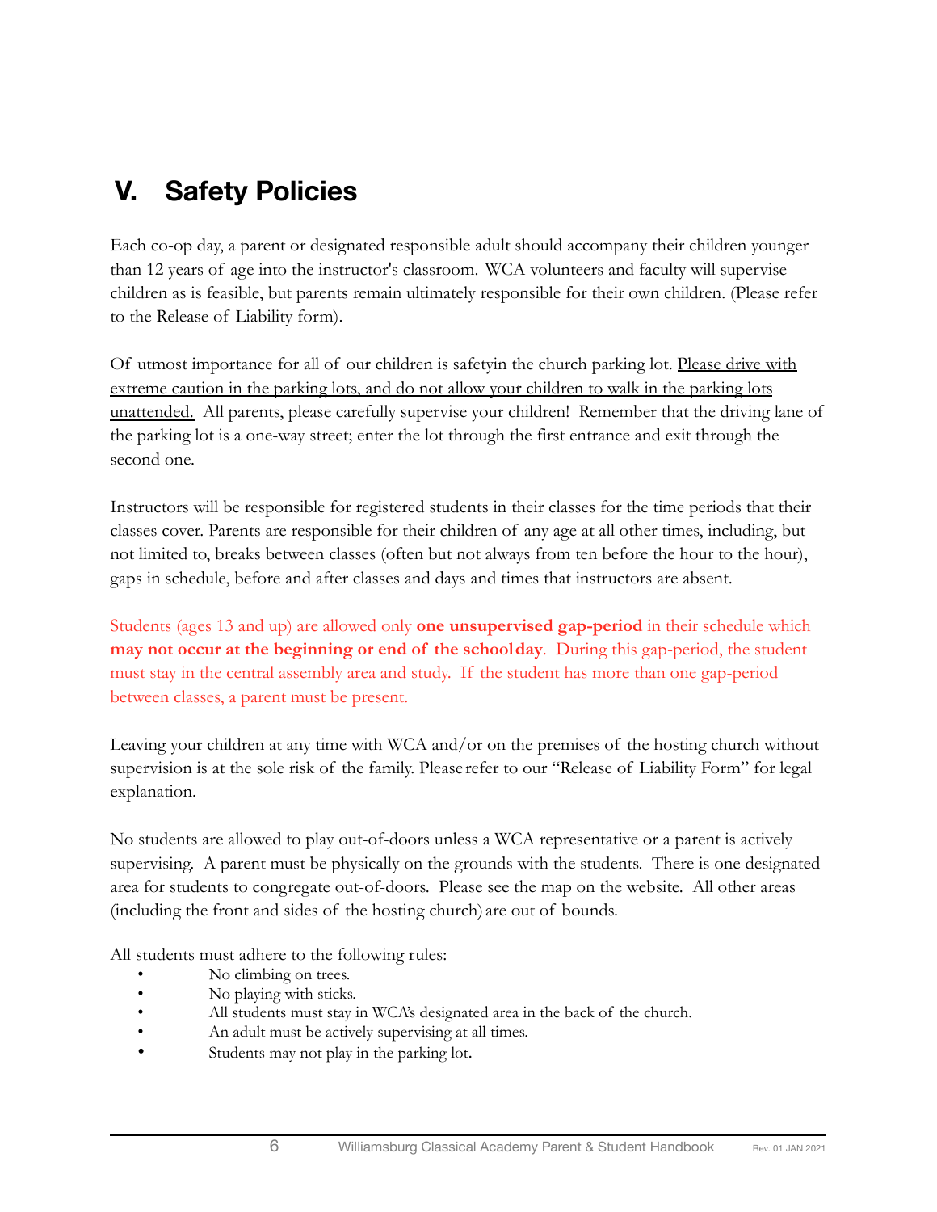# V. Safety Policies

Each co-op day, a parent or designated responsible adult should accompany their children younger than 12 years of age into the instructor's classroom. WCA volunteers and faculty will supervise children as is feasible, but parents remain ultimately responsible for their own children. (Please refer to the Release of Liability form).

Of utmost importance for all of our children is safetyin the church parking lot. Please drive with extreme caution in the parking lots, and do not allow your children to walk in the parking lots unattended. All parents, please carefully supervise your children! Remember that the driving lane of the parking lot is a one-way street; enter the lot through the first entrance and exit through the second one.

Instructors will be responsible for registered students in their classes for the time periods that their classes cover. Parents are responsible for their children of any age at all other times, including, but not limited to, breaks between classes (often but not always from ten before the hour to the hour), gaps in schedule, before and after classes and days and times that instructors are absent.

Students (ages 13 and up) are allowed only **one unsupervised gap-period** in their schedule which **may not occur at the beginning or end of the school day**. During this gap-period, the student must stay in the central assembly area and study. If the student has more than one gap-period between classes, a parent must be present.

Leaving your children at any time with WCA and/or on the premises of the hosting church without supervision is at the sole risk of the family. Please refer to our "Release of Liability Form" for legal explanation.

No students are allowed to play out-of-doors unless a WCA representative or a parent is actively supervising. A parent must be physically on the grounds with the students. There is one designated area for students to congregate out-of-doors. Please see the map on the website. All other areas (including the front and sides of the hosting church) are out of bounds.

All students must adhere to the following rules:

- No climbing on trees.
- No playing with sticks.
- All students must stay in WCA's designated area in the back of the church.
- An adult must be actively supervising at all times.
- Students may not play in the parking lot.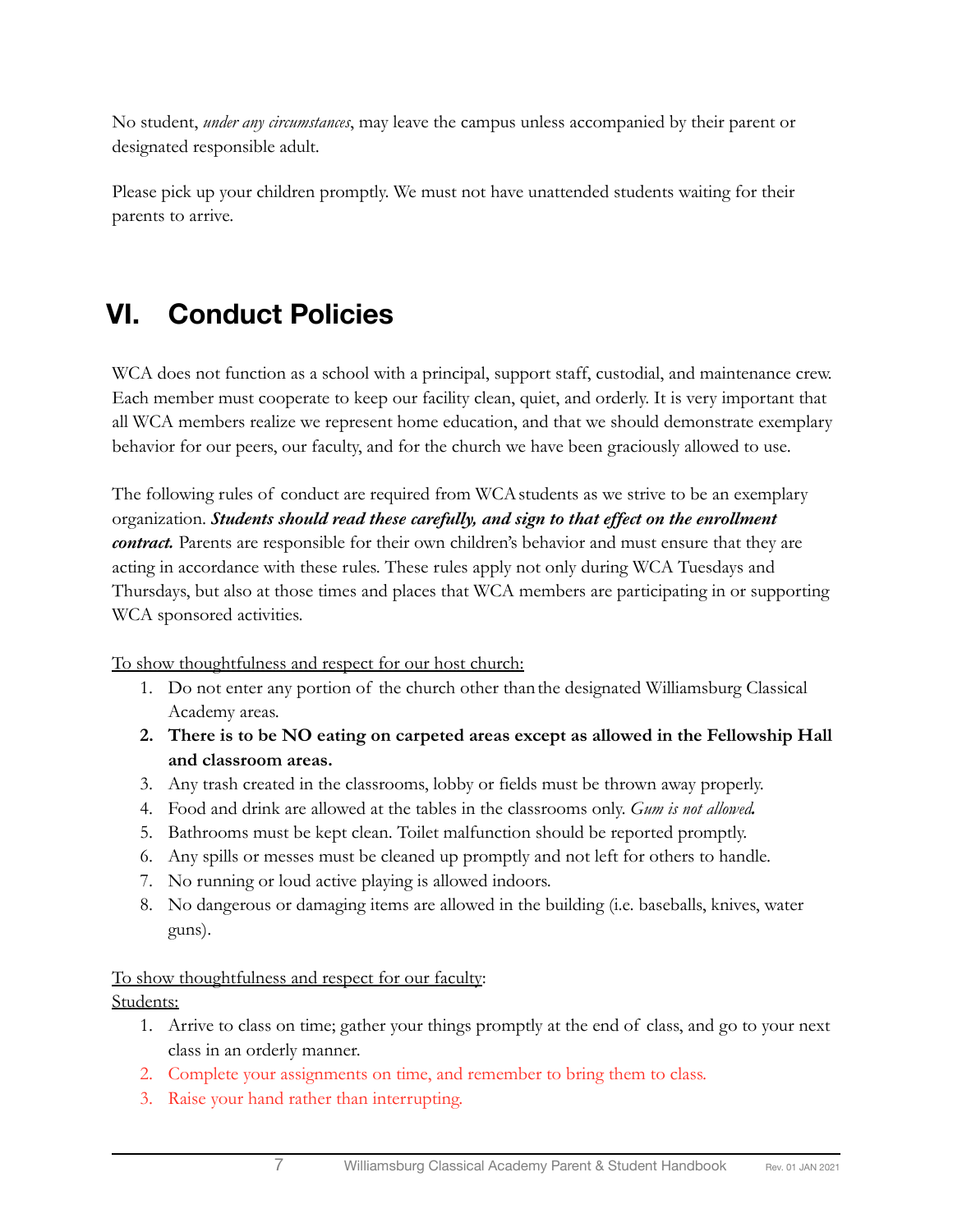No student, *under any circumstances*, may leave the campus unless accompanied by their parent or designated responsible adult.

Please pick up your children promptly. We must not have unattended students waiting for their parents to arrive.

# VI. Conduct Policies

WCA does not function as a school with a principal, support staff, custodial, and maintenance crew. Each member must cooperate to keep our facility clean, quiet, and orderly. It is very important that all WCA members realize we represent home education, and that we should demonstrate exemplary behavior for our peers, our faculty, and for the church we have been graciously allowed to use.

The following rules of conduct are required from WCA students as we strive to be an exemplary organization. ***Students should read these carefully, and sign to that effect on the enrollment contract.*** Parents are responsible for their own children's behavior and must ensure that they are acting in accordance with these rules. These rules apply not only during WCA Tuesdays and Thursdays, but also at those times and places that WCA members are participating in or supporting WCA sponsored activities.

To show thoughtfulness and respect for our host church:

1. Do not enter any portion of the church other than the designated Williamsburg Classical Academy areas.
2. **There is to be NO eating on carpeted areas except as allowed in the Fellowship Hall and classroom areas.**
3. Any trash created in the classrooms, lobby or fields must be thrown away properly.
4. Food and drink are allowed at the tables in the classrooms only. *Gum is not allowed.*
5. Bathrooms must be kept clean. Toilet malfunction should be reported promptly.
6. Any spills or messes must be cleaned up promptly and not left for others to handle.
7. No running or loud active playing is allowed indoors.
8. No dangerous or damaging items are allowed in the building (i.e. baseballs, knives, water guns).

To show thoughtfulness and respect for our faculty:

Students:

1. Arrive to class on time; gather your things promptly at the end of class, and go to your next class in an orderly manner.
2. Complete your assignments on time, and remember to bring them to class.
3. Raise your hand rather than interrupting.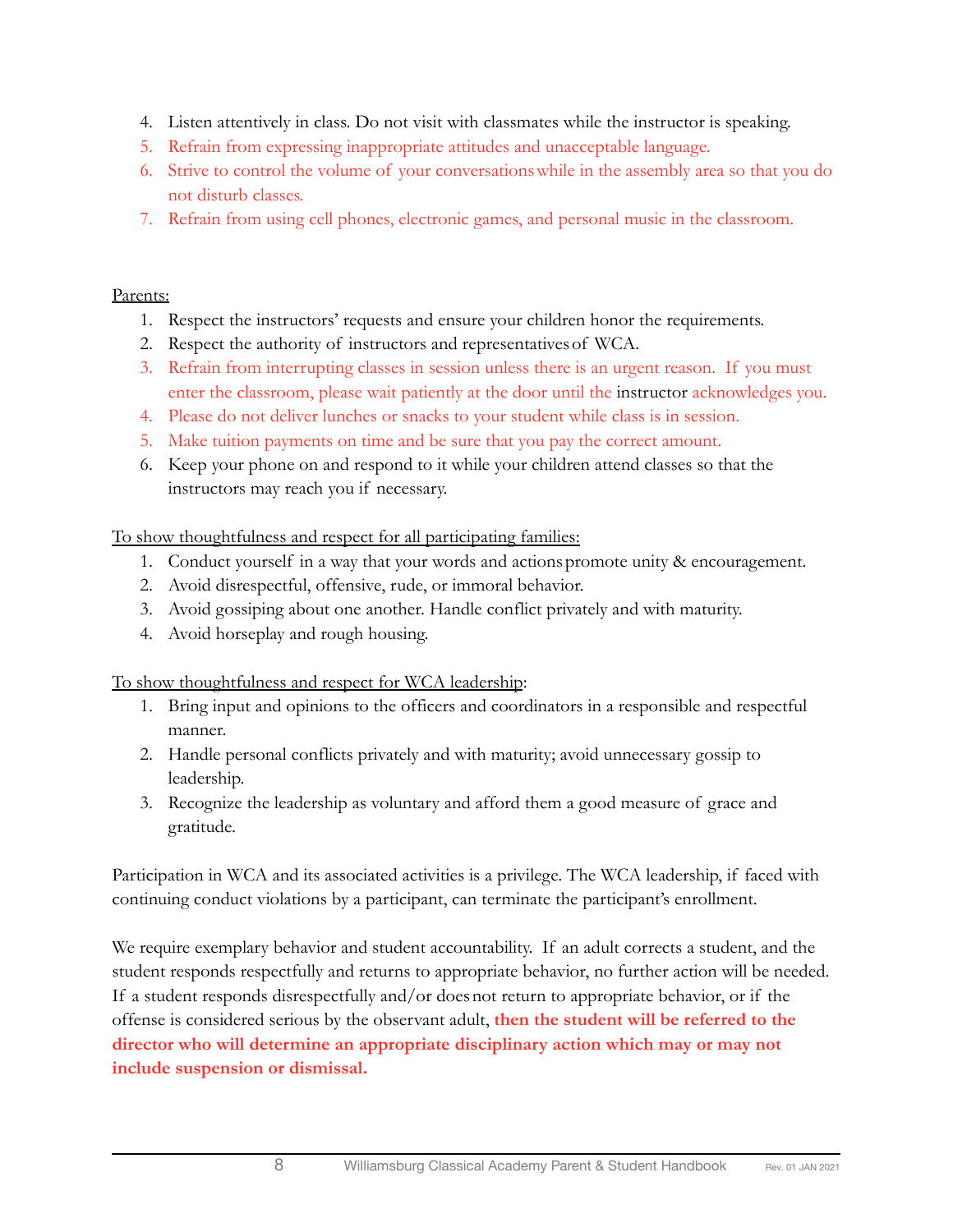4. Listen attentively in class. Do not visit with classmates while the instructor is speaking.
5. Refrain from expressing inappropriate attitudes and unacceptable language.
6. Strive to control the volume of your conversations while in the assembly area so that you do not disturb classes.
7. Refrain from using cell phones, electronic games, and personal music in the classroom.

Parents:

1. Respect the instructors' requests and ensure your children honor the requirements.
2. Respect the authority of instructors and representatives of WCA.
3. Refrain from interrupting classes in session unless there is an urgent reason. If you must enter the classroom, please wait patiently at the door until the instructor acknowledges you.
4. Please do not deliver lunches or snacks to your student while class is in session.
5. Make tuition payments on time and be sure that you pay the correct amount.
6. Keep your phone on and respond to it while your children attend classes so that the instructors may reach you if necessary.

To show thoughtfulness and respect for all participating families:

1. Conduct yourself in a way that your words and actions promote unity & encouragement.
2. Avoid disrespectful, offensive, rude, or immoral behavior.
3. Avoid gossiping about one another. Handle conflict privately and with maturity.
4. Avoid horseplay and rough housing.

To show thoughtfulness and respect for WCA leadership:

1. Bring input and opinions to the officers and coordinators in a responsible and respectful manner.
2. Handle personal conflicts privately and with maturity; avoid unnecessary gossip to leadership.
3. Recognize the leadership as voluntary and afford them a good measure of grace and gratitude.

Participation in WCA and its associated activities is a privilege. The WCA leadership, if faced with continuing conduct violations by a participant, can terminate the participant's enrollment.

We require exemplary behavior and student accountability. If an adult corrects a student, and the student responds respectfully and returns to appropriate behavior, no further action will be needed. If a student responds disrespectfully and/or does not return to appropriate behavior, or if the offense is considered serious by the observant adult, **then the student will be referred to the director who will determine an appropriate disciplinary action which may or may not include suspension or dismissal.**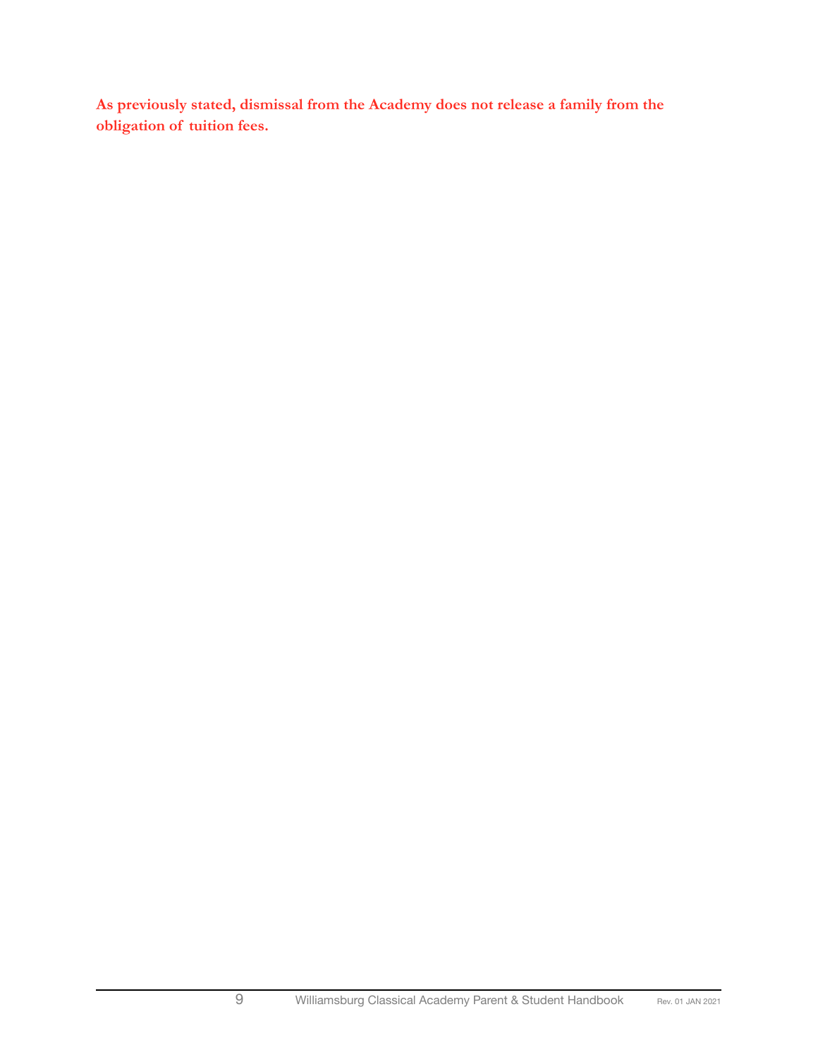**As previously stated, dismissal from the Academy does not release a family from the obligation of tuition fees.**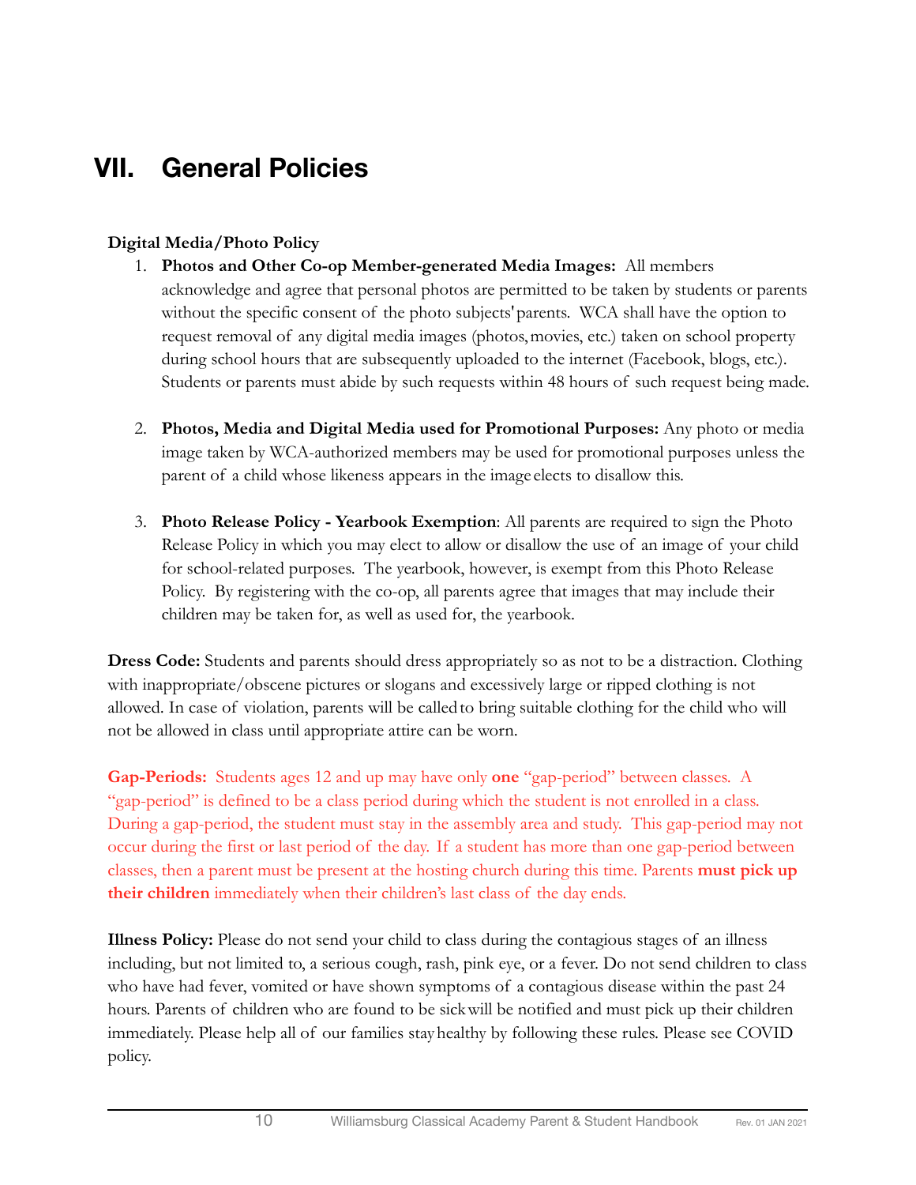# VII. General Policies

**Digital Media/Photo Policy**

1. **Photos and Other Co-op Member-generated Media Images:** All members acknowledge and agree that personal photos are permitted to be taken by students or parents without the specific consent of the photo subjects' parents. WCA shall have the option to request removal of any digital media images (photos, movies, etc.) taken on school property during school hours that are subsequently uploaded to the internet (Facebook, blogs, etc.). Students or parents must abide by such requests within 48 hours of such request being made.

2. **Photos, Media and Digital Media used for Promotional Purposes:** Any photo or media image taken by WCA-authorized members may be used for promotional purposes unless the parent of a child whose likeness appears in the image elects to disallow this.

3. **Photo Release Policy - Yearbook Exemption**: All parents are required to sign the Photo Release Policy in which you may elect to allow or disallow the use of an image of your child for school-related purposes. The yearbook, however, is exempt from this Photo Release Policy. By registering with the co-op, all parents agree that images that may include their children may be taken for, as well as used for, the yearbook.

**Dress Code:** Students and parents should dress appropriately so as not to be a distraction. Clothing with inappropriate/obscene pictures or slogans and excessively large or ripped clothing is not allowed. In case of violation, parents will be called to bring suitable clothing for the child who will not be allowed in class until appropriate attire can be worn.

**Gap-Periods:** Students ages 12 and up may have only **one** "gap-period" between classes. A "gap-period" is defined to be a class period during which the student is not enrolled in a class. During a gap-period, the student must stay in the assembly area and study. This gap-period may not occur during the first or last period of the day. If a student has more than one gap-period between classes, then a parent must be present at the hosting church during this time. Parents **must pick up their children** immediately when their children's last class of the day ends.

**Illness Policy:** Please do not send your child to class during the contagious stages of an illness including, but not limited to, a serious cough, rash, pink eye, or a fever. Do not send children to class who have had fever, vomited or have shown symptoms of a contagious disease within the past 24 hours. Parents of children who are found to be sick will be notified and must pick up their children immediately. Please help all of our families stay healthy by following these rules. Please see COVID policy.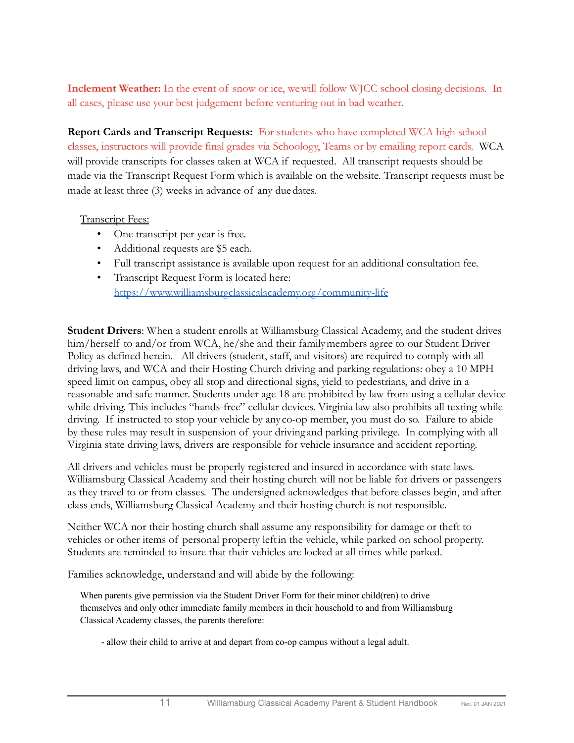**Inclement Weather:** In the event of snow or ice, we will follow WJCC school closing decisions. In all cases, please use your best judgement before venturing out in bad weather.

**Report Cards and Transcript Requests:** For students who have completed WCA high school classes, instructors will provide final grades via Schoology, Teams or by emailing report cards. WCA will provide transcripts for classes taken at WCA if requested. All transcript requests should be made via the Transcript Request Form which is available on the website. Transcript requests must be made at least three (3) weeks in advance of any due dates.

Transcript Fees:

- One transcript per year is free.
- Additional requests are $5 each.
- Full transcript assistance is available upon request for an additional consultation fee.
- Transcript Request Form is located here: https://www.williamsburgclassicalacademy.org/community-life

**Student Drivers**: When a student enrolls at Williamsburg Classical Academy, and the student drives him/herself to and/or from WCA, he/she and their family members agree to our Student Driver Policy as defined herein. All drivers (student, staff, and visitors) are required to comply with all driving laws, and WCA and their Hosting Church driving and parking regulations: obey a 10 MPH speed limit on campus, obey all stop and directional signs, yield to pedestrians, and drive in a reasonable and safe manner. Students under age 18 are prohibited by law from using a cellular device while driving. This includes "hands-free" cellular devices. Virginia law also prohibits all texting while driving. If instructed to stop your vehicle by any co-op member, you must do so. Failure to abide by these rules may result in suspension of your driving and parking privilege. In complying with all Virginia state driving laws, drivers are responsible for vehicle insurance and accident reporting.

All drivers and vehicles must be properly registered and insured in accordance with state laws. Williamsburg Classical Academy and their hosting church will not be liable for drivers or passengers as they travel to or from classes. The undersigned acknowledges that before classes begin, and after class ends, Williamsburg Classical Academy and their hosting church is not responsible.

Neither WCA nor their hosting church shall assume any responsibility for damage or theft to vehicles or other items of personal property left in the vehicle, while parked on school property. Students are reminded to insure that their vehicles are locked at all times while parked.

Families acknowledge, understand and will abide by the following:

When parents give permission via the Student Driver Form for their minor child(ren) to drive themselves and only other immediate family members in their household to and from Williamsburg Classical Academy classes, the parents therefore:

- allow their child to arrive at and depart from co-op campus without a legal adult.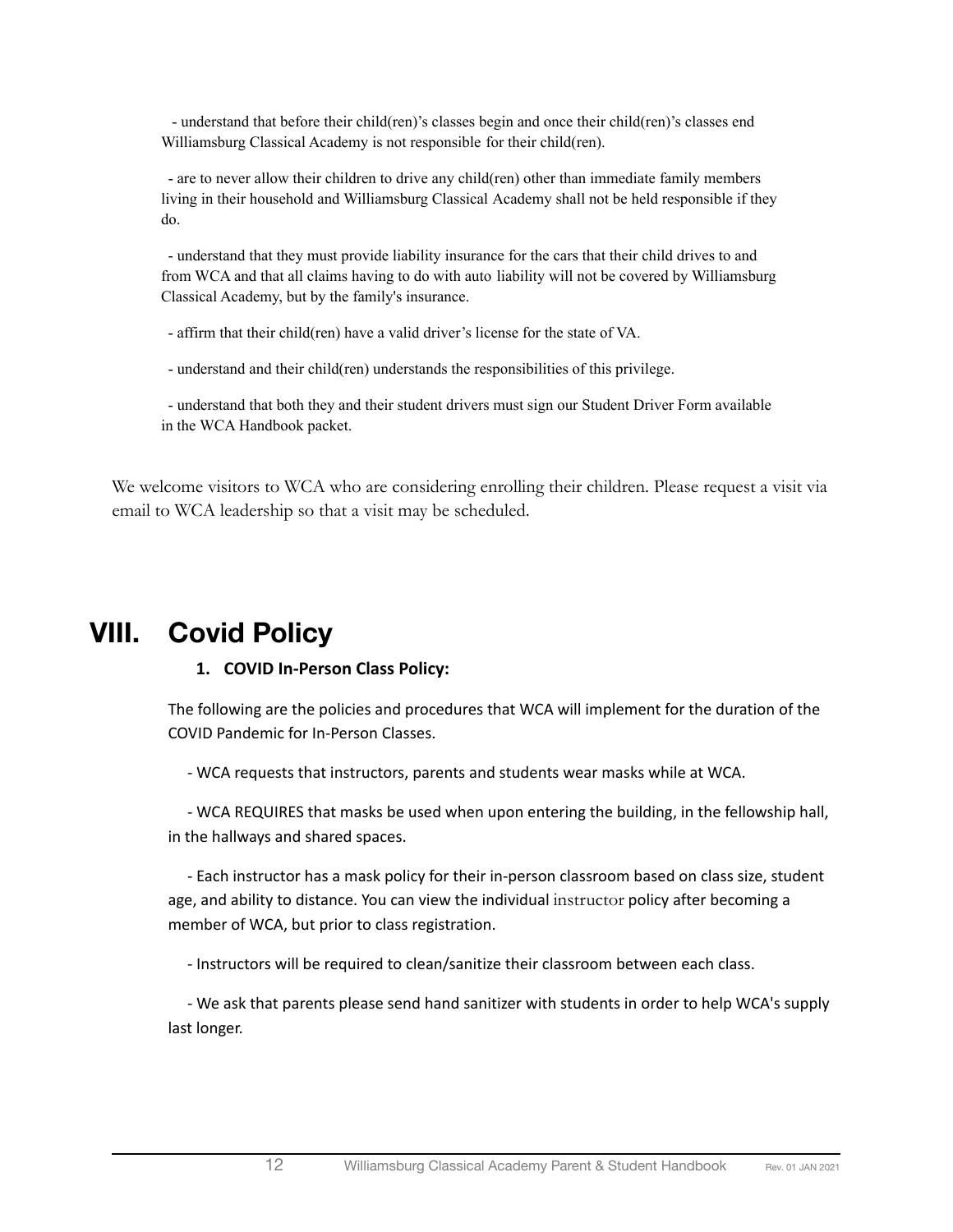- understand that before their child(ren)'s classes begin and once their child(ren)'s classes end Williamsburg Classical Academy is not responsible for their child(ren).

- are to never allow their children to drive any child(ren) other than immediate family members living in their household and Williamsburg Classical Academy shall not be held responsible if they do.

- understand that they must provide liability insurance for the cars that their child drives to and from WCA and that all claims having to do with auto liability will not be covered by Williamsburg Classical Academy, but by the family's insurance.

- affirm that their child(ren) have a valid driver's license for the state of VA.

- understand and their child(ren) understands the responsibilities of this privilege.

- understand that both they and their student drivers must sign our Student Driver Form available in the WCA Handbook packet.

We welcome visitors to WCA who are considering enrolling their children. Please request a visit via email to WCA leadership so that a visit may be scheduled.

# VIII. Covid Policy

### 1. COVID In-Person Class Policy:

The following are the policies and procedures that WCA will implement for the duration of the COVID Pandemic for In-Person Classes.

- WCA requests that instructors, parents and students wear masks while at WCA.

- WCA REQUIRES that masks be used when upon entering the building, in the fellowship hall, in the hallways and shared spaces.

- Each instructor has a mask policy for their in-person classroom based on class size, student age, and ability to distance. You can view the individual instructor policy after becoming a member of WCA, but prior to class registration.

- Instructors will be required to clean/sanitize their classroom between each class.

- We ask that parents please send hand sanitizer with students in order to help WCA's supply last longer.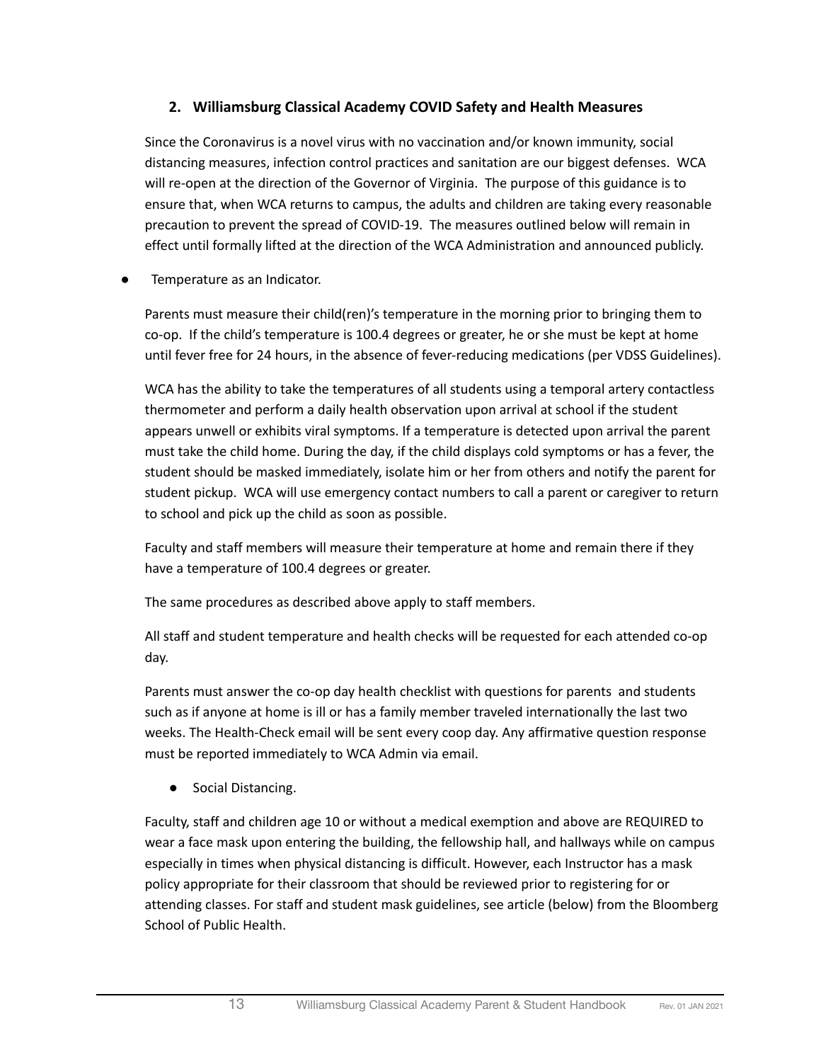## 2. Williamsburg Classical Academy COVID Safety and Health Measures

Since the Coronavirus is a novel virus with no vaccination and/or known immunity, social distancing measures, infection control practices and sanitation are our biggest defenses. WCA will re-open at the direction of the Governor of Virginia. The purpose of this guidance is to ensure that, when WCA returns to campus, the adults and children are taking every reasonable precaution to prevent the spread of COVID-19. The measures outlined below will remain in effect until formally lifted at the direction of the WCA Administration and announced publicly.

- Temperature as an Indicator.

Parents must measure their child(ren)'s temperature in the morning prior to bringing them to co-op. If the child's temperature is 100.4 degrees or greater, he or she must be kept at home until fever free for 24 hours, in the absence of fever-reducing medications (per VDSS Guidelines).

WCA has the ability to take the temperatures of all students using a temporal artery contactless thermometer and perform a daily health observation upon arrival at school if the student appears unwell or exhibits viral symptoms. If a temperature is detected upon arrival the parent must take the child home. During the day, if the child displays cold symptoms or has a fever, the student should be masked immediately, isolate him or her from others and notify the parent for student pickup. WCA will use emergency contact numbers to call a parent or caregiver to return to school and pick up the child as soon as possible.

Faculty and staff members will measure their temperature at home and remain there if they have a temperature of 100.4 degrees or greater.

The same procedures as described above apply to staff members.

All staff and student temperature and health checks will be requested for each attended co-op day.

Parents must answer the co-op day health checklist with questions for parents and students such as if anyone at home is ill or has a family member traveled internationally the last two weeks. The Health-Check email will be sent every coop day. Any affirmative question response must be reported immediately to WCA Admin via email.

- Social Distancing.

Faculty, staff and children age 10 or without a medical exemption and above are REQUIRED to wear a face mask upon entering the building, the fellowship hall, and hallways while on campus especially in times when physical distancing is difficult. However, each Instructor has a mask policy appropriate for their classroom that should be reviewed prior to registering for or attending classes. For staff and student mask guidelines, see article (below) from the Bloomberg School of Public Health.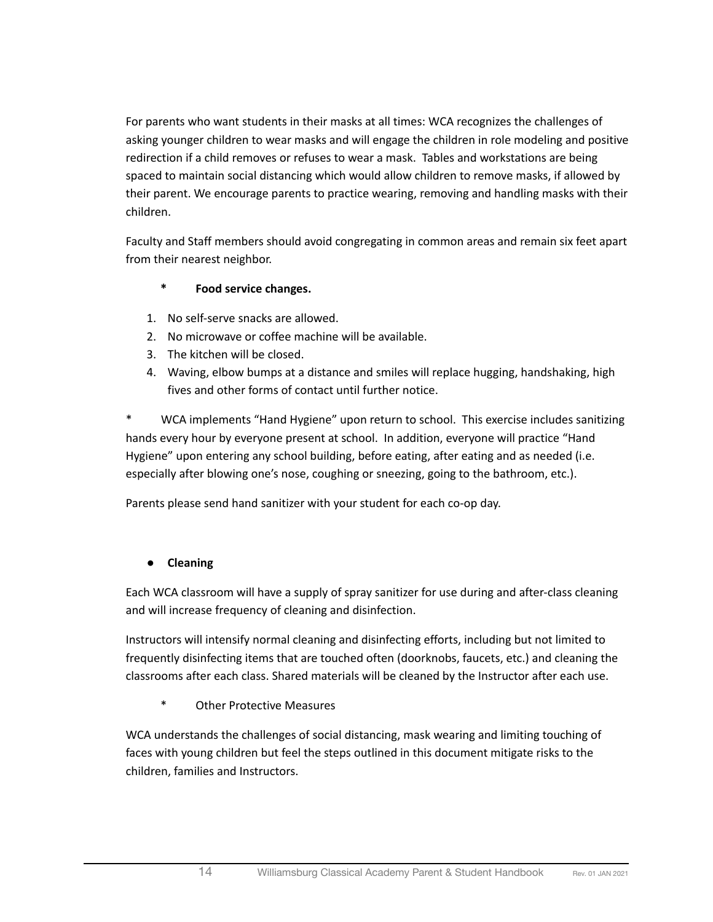For parents who want students in their masks at all times: WCA recognizes the challenges of asking younger children to wear masks and will engage the children in role modeling and positive redirection if a child removes or refuses to wear a mask. Tables and workstations are being spaced to maintain social distancing which would allow children to remove masks, if allowed by their parent. We encourage parents to practice wearing, removing and handling masks with their children.

Faculty and Staff members should avoid congregating in common areas and remain six feet apart from their nearest neighbor.

**\* Food service changes.**

1. No self-serve snacks are allowed.
2. No microwave or coffee machine will be available.
3. The kitchen will be closed.
4. Waving, elbow bumps at a distance and smiles will replace hugging, handshaking, high fives and other forms of contact until further notice.

\* WCA implements "Hand Hygiene" upon return to school. This exercise includes sanitizing hands every hour by everyone present at school. In addition, everyone will practice "Hand Hygiene" upon entering any school building, before eating, after eating and as needed (i.e. especially after blowing one's nose, coughing or sneezing, going to the bathroom, etc.).

Parents please send hand sanitizer with your student for each co-op day.

- **Cleaning**

Each WCA classroom will have a supply of spray sanitizer for use during and after-class cleaning and will increase frequency of cleaning and disinfection.

Instructors will intensify normal cleaning and disinfecting efforts, including but not limited to frequently disinfecting items that are touched often (doorknobs, faucets, etc.) and cleaning the classrooms after each class. Shared materials will be cleaned by the Instructor after each use.

\* Other Protective Measures

WCA understands the challenges of social distancing, mask wearing and limiting touching of faces with young children but feel the steps outlined in this document mitigate risks to the children, families and Instructors.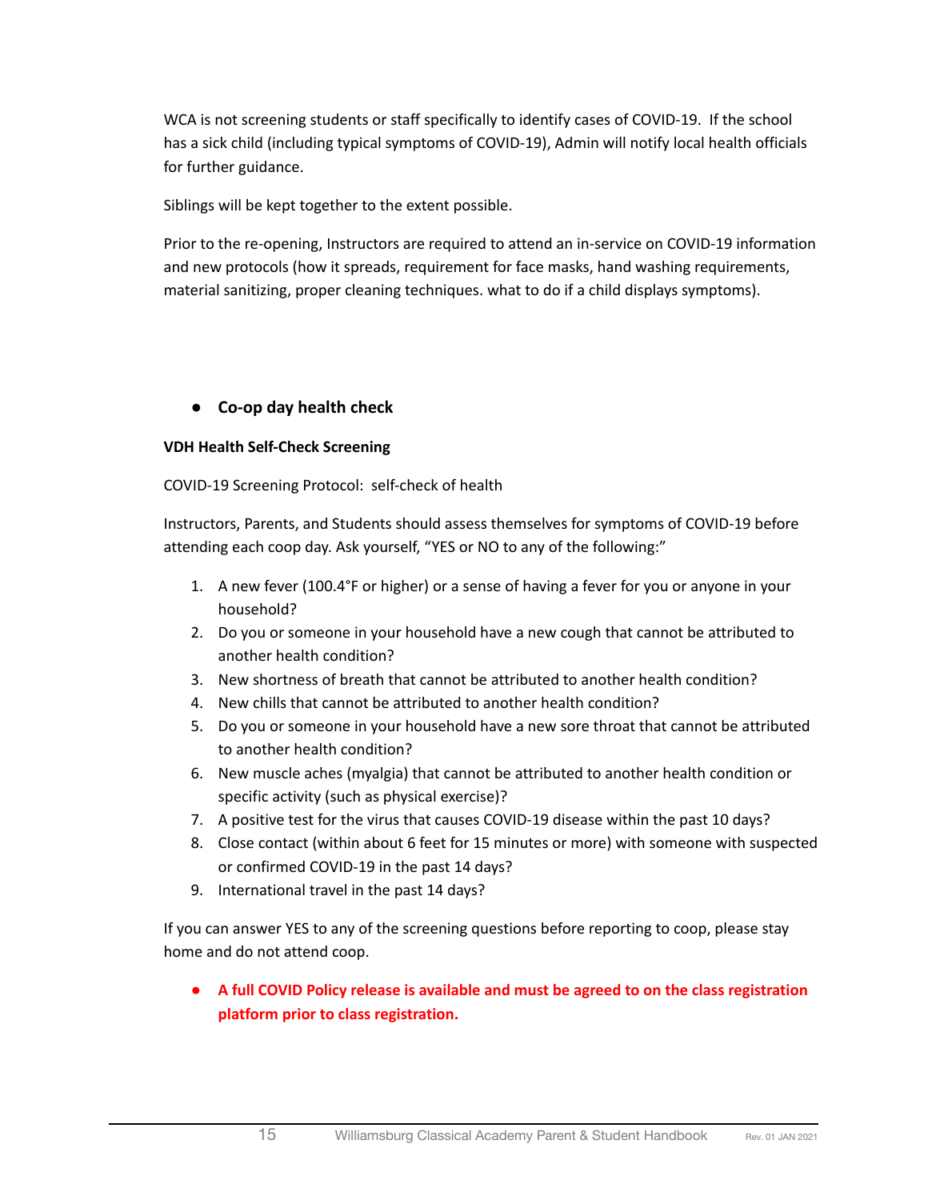WCA is not screening students or staff specifically to identify cases of COVID-19.  If the school has a sick child (including typical symptoms of COVID-19), Admin will notify local health officials for further guidance.

Siblings will be kept together to the extent possible.

Prior to the re-opening, Instructors are required to attend an in-service on COVID-19 information and new protocols (how it spreads, requirement for face masks, hand washing requirements, material sanitizing, proper cleaning techniques. what to do if a child displays symptoms).

- **Co-op day health check**

**VDH Health Self-Check Screening**

COVID-19 Screening Protocol:  self-check of health

Instructors, Parents, and Students should assess themselves for symptoms of COVID-19 before attending each coop day. Ask yourself, "YES or NO to any of the following:"

1. A new fever (100.4°F or higher) or a sense of having a fever for you or anyone in your household?
2. Do you or someone in your household have a new cough that cannot be attributed to another health condition?
3. New shortness of breath that cannot be attributed to another health condition?
4. New chills that cannot be attributed to another health condition?
5. Do you or someone in your household have a new sore throat that cannot be attributed to another health condition?
6. New muscle aches (myalgia) that cannot be attributed to another health condition or specific activity (such as physical exercise)?
7. A positive test for the virus that causes COVID-19 disease within the past 10 days?
8. Close contact (within about 6 feet for 15 minutes or more) with someone with suspected or confirmed COVID-19 in the past 14 days?
9. International travel in the past 14 days?

If you can answer YES to any of the screening questions before reporting to coop, please stay home and do not attend coop.

- **A full COVID Policy release is available and must be agreed to on the class registration platform prior to class registration.**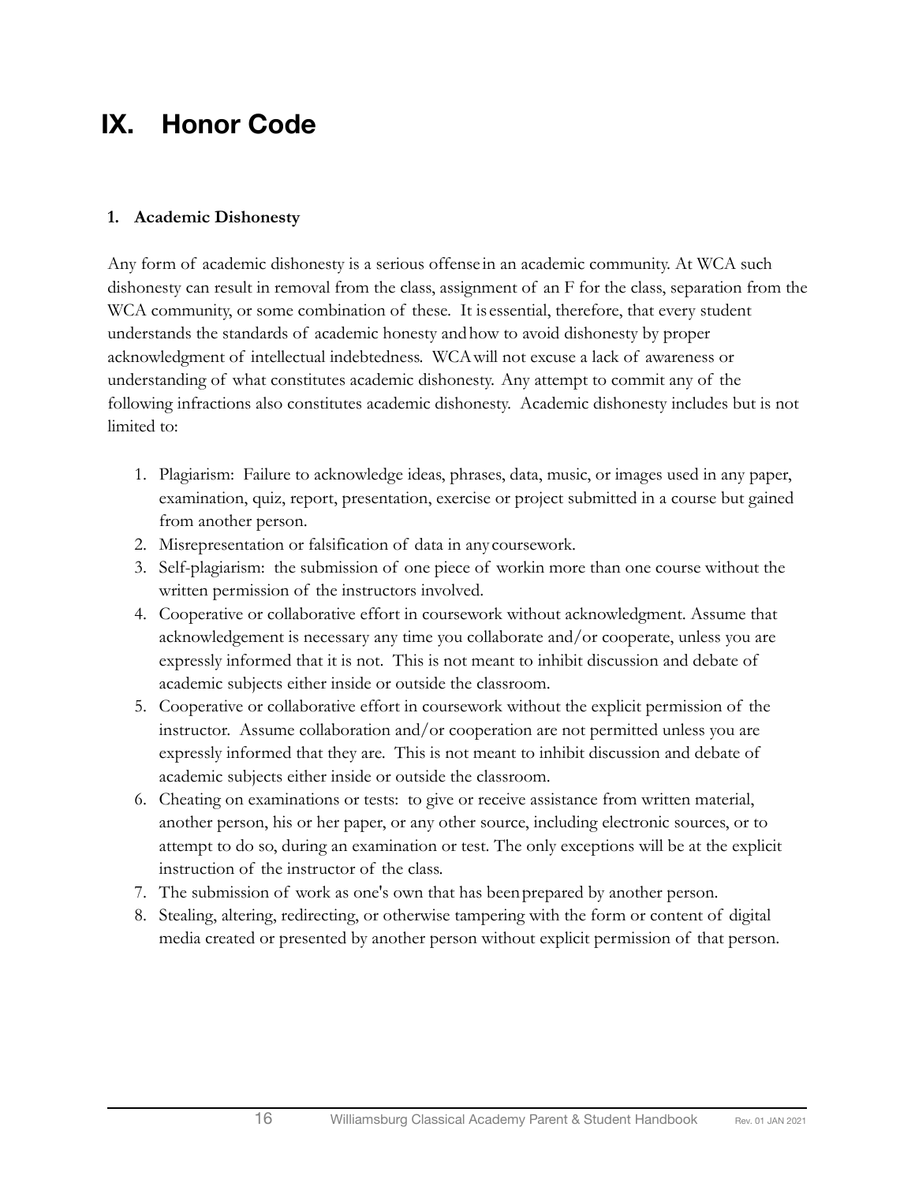# IX. Honor Code

## 1. Academic Dishonesty

Any form of academic dishonesty is a serious offense in an academic community. At WCA such dishonesty can result in removal from the class, assignment of an F for the class, separation from the WCA community, or some combination of these. It is essential, therefore, that every student understands the standards of academic honesty and how to avoid dishonesty by proper acknowledgment of intellectual indebtedness. WCA will not excuse a lack of awareness or understanding of what constitutes academic dishonesty. Any attempt to commit any of the following infractions also constitutes academic dishonesty. Academic dishonesty includes but is not limited to:

1. Plagiarism: Failure to acknowledge ideas, phrases, data, music, or images used in any paper, examination, quiz, report, presentation, exercise or project submitted in a course but gained from another person.
2. Misrepresentation or falsification of data in any coursework.
3. Self-plagiarism: the submission of one piece of workin more than one course without the written permission of the instructors involved.
4. Cooperative or collaborative effort in coursework without acknowledgment. Assume that acknowledgement is necessary any time you collaborate and/or cooperate, unless you are expressly informed that it is not. This is not meant to inhibit discussion and debate of academic subjects either inside or outside the classroom.
5. Cooperative or collaborative effort in coursework without the explicit permission of the instructor. Assume collaboration and/or cooperation are not permitted unless you are expressly informed that they are. This is not meant to inhibit discussion and debate of academic subjects either inside or outside the classroom.
6. Cheating on examinations or tests: to give or receive assistance from written material, another person, his or her paper, or any other source, including electronic sources, or to attempt to do so, during an examination or test. The only exceptions will be at the explicit instruction of the instructor of the class.
7. The submission of work as one's own that has been prepared by another person.
8. Stealing, altering, redirecting, or otherwise tampering with the form or content of digital media created or presented by another person without explicit permission of that person.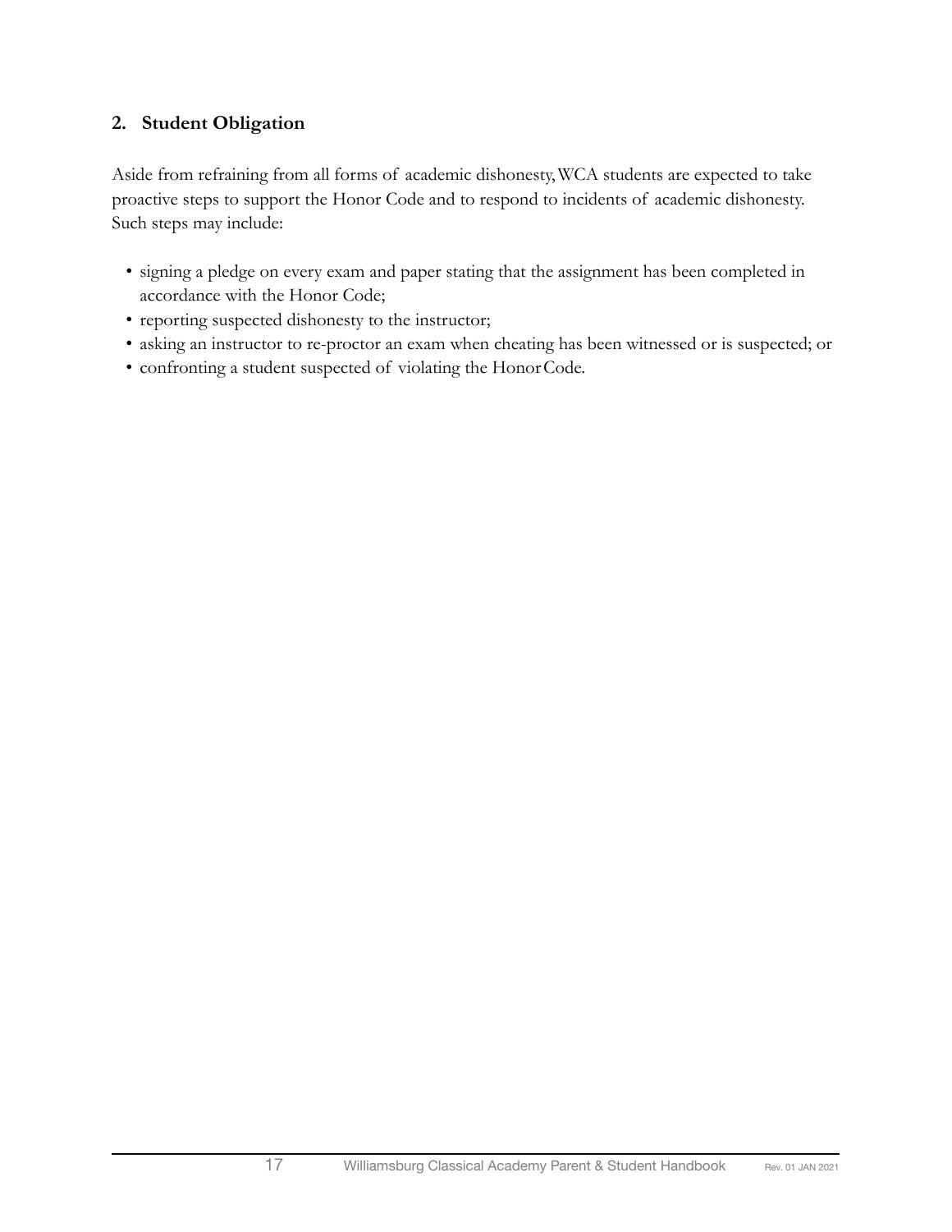## 2. Student Obligation

Aside from refraining from all forms of academic dishonesty, WCA students are expected to take proactive steps to support the Honor Code and to respond to incidents of academic dishonesty. Such steps may include:

- signing a pledge on every exam and paper stating that the assignment has been completed in accordance with the Honor Code;
- reporting suspected dishonesty to the instructor;
- asking an instructor to re-proctor an exam when cheating has been witnessed or is suspected; or
- confronting a student suspected of violating the Honor Code.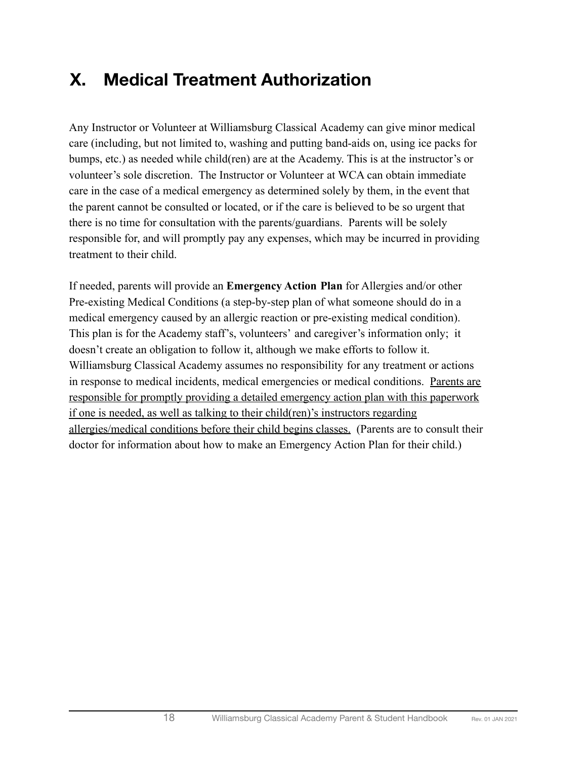# X. Medical Treatment Authorization

Any Instructor or Volunteer at Williamsburg Classical Academy can give minor medical care (including, but not limited to, washing and putting band-aids on, using ice packs for bumps, etc.) as needed while child(ren) are at the Academy. This is at the instructor's or volunteer's sole discretion. The Instructor or Volunteer at WCA can obtain immediate care in the case of a medical emergency as determined solely by them, in the event that the parent cannot be consulted or located, or if the care is believed to be so urgent that there is no time for consultation with the parents/guardians. Parents will be solely responsible for, and will promptly pay any expenses, which may be incurred in providing treatment to their child.

If needed, parents will provide an **Emergency Action Plan** for Allergies and/or other Pre-existing Medical Conditions (a step-by-step plan of what someone should do in a medical emergency caused by an allergic reaction or pre-existing medical condition). This plan is for the Academy staff's, volunteers' and caregiver's information only; it doesn't create an obligation to follow it, although we make efforts to follow it. Williamsburg Classical Academy assumes no responsibility for any treatment or actions in response to medical incidents, medical emergencies or medical conditions. <u>Parents are responsible for promptly providing a detailed emergency action plan with this paperwork if one is needed, as well as talking to their child(ren)'s instructors regarding allergies/medical conditions before their child begins classes.</u> (Parents are to consult their doctor for information about how to make an Emergency Action Plan for their child.)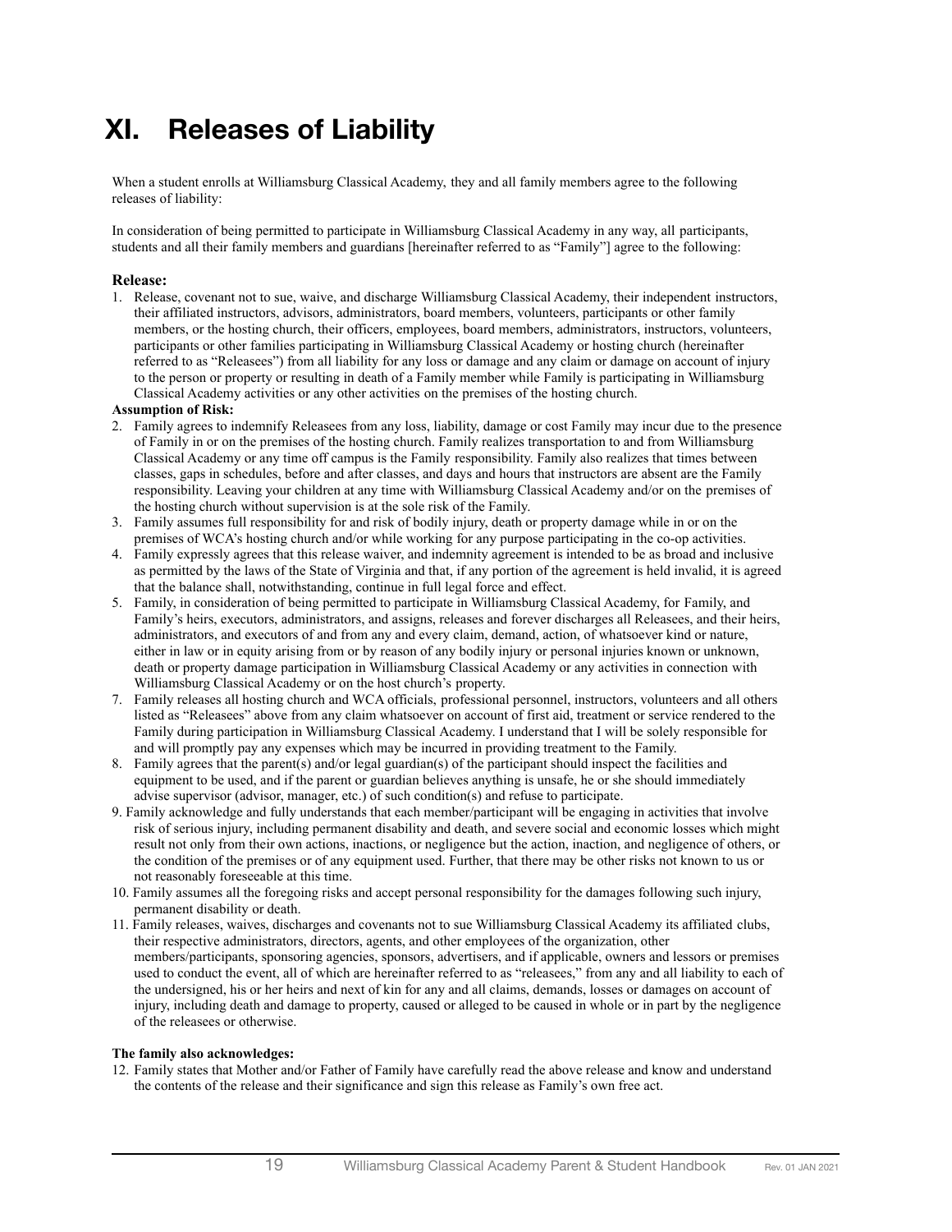# XI. Releases of Liability

When a student enrolls at Williamsburg Classical Academy, they and all family members agree to the following releases of liability:

In consideration of being permitted to participate in Williamsburg Classical Academy in any way, all participants, students and all their family members and guardians [hereinafter referred to as "Family"] agree to the following:

**Release:**

1. Release, covenant not to sue, waive, and discharge Williamsburg Classical Academy, their independent instructors, their affiliated instructors, advisors, administrators, board members, volunteers, participants or other family members, or the hosting church, their officers, employees, board members, administrators, instructors, volunteers, participants or other families participating in Williamsburg Classical Academy or hosting church (hereinafter referred to as "Releasees") from all liability for any loss or damage and any claim or damage on account of injury to the person or property or resulting in death of a Family member while Family is participating in Williamsburg Classical Academy activities or any other activities on the premises of the hosting church.

**Assumption of Risk:**

2. Family agrees to indemnify Releasees from any loss, liability, damage or cost Family may incur due to the presence of Family in or on the premises of the hosting church. Family realizes transportation to and from Williamsburg Classical Academy or any time off campus is the Family responsibility. Family also realizes that times between classes, gaps in schedules, before and after classes, and days and hours that instructors are absent are the Family responsibility. Leaving your children at any time with Williamsburg Classical Academy and/or on the premises of the hosting church without supervision is at the sole risk of the Family.
3. Family assumes full responsibility for and risk of bodily injury, death or property damage while in or on the premises of WCA's hosting church and/or while working for any purpose participating in the co-op activities.
4. Family expressly agrees that this release waiver, and indemnity agreement is intended to be as broad and inclusive as permitted by the laws of the State of Virginia and that, if any portion of the agreement is held invalid, it is agreed that the balance shall, notwithstanding, continue in full legal force and effect.
5. Family, in consideration of being permitted to participate in Williamsburg Classical Academy, for Family, and Family's heirs, executors, administrators, and assigns, releases and forever discharges all Releasees, and their heirs, administrators, and executors of and from any and every claim, demand, action, of whatsoever kind or nature, either in law or in equity arising from or by reason of any bodily injury or personal injuries known or unknown, death or property damage participation in Williamsburg Classical Academy or any activities in connection with Williamsburg Classical Academy or on the host church's property.
7. Family releases all hosting church and WCA officials, professional personnel, instructors, volunteers and all others listed as "Releasees" above from any claim whatsoever on account of first aid, treatment or service rendered to the Family during participation in Williamsburg Classical Academy. I understand that I will be solely responsible for and will promptly pay any expenses which may be incurred in providing treatment to the Family.
8. Family agrees that the parent(s) and/or legal guardian(s) of the participant should inspect the facilities and equipment to be used, and if the parent or guardian believes anything is unsafe, he or she should immediately advise supervisor (advisor, manager, etc.) of such condition(s) and refuse to participate.
9. Family acknowledge and fully understands that each member/participant will be engaging in activities that involve risk of serious injury, including permanent disability and death, and severe social and economic losses which might result not only from their own actions, inactions, or negligence but the action, inaction, and negligence of others, or the condition of the premises or of any equipment used. Further, that there may be other risks not known to us or not reasonably foreseeable at this time.
10. Family assumes all the foregoing risks and accept personal responsibility for the damages following such injury, permanent disability or death.
11. Family releases, waives, discharges and covenants not to sue Williamsburg Classical Academy its affiliated clubs, their respective administrators, directors, agents, and other employees of the organization, other members/participants, sponsoring agencies, sponsors, advertisers, and if applicable, owners and lessors or premises used to conduct the event, all of which are hereinafter referred to as "releasees," from any and all liability to each of the undersigned, his or her heirs and next of kin for any and all claims, demands, losses or damages on account of injury, including death and damage to property, caused or alleged to be caused in whole or in part by the negligence of the releasees or otherwise.

**The family also acknowledges:**

12. Family states that Mother and/or Father of Family have carefully read the above release and know and understand the contents of the release and their significance and sign this release as Family's own free act.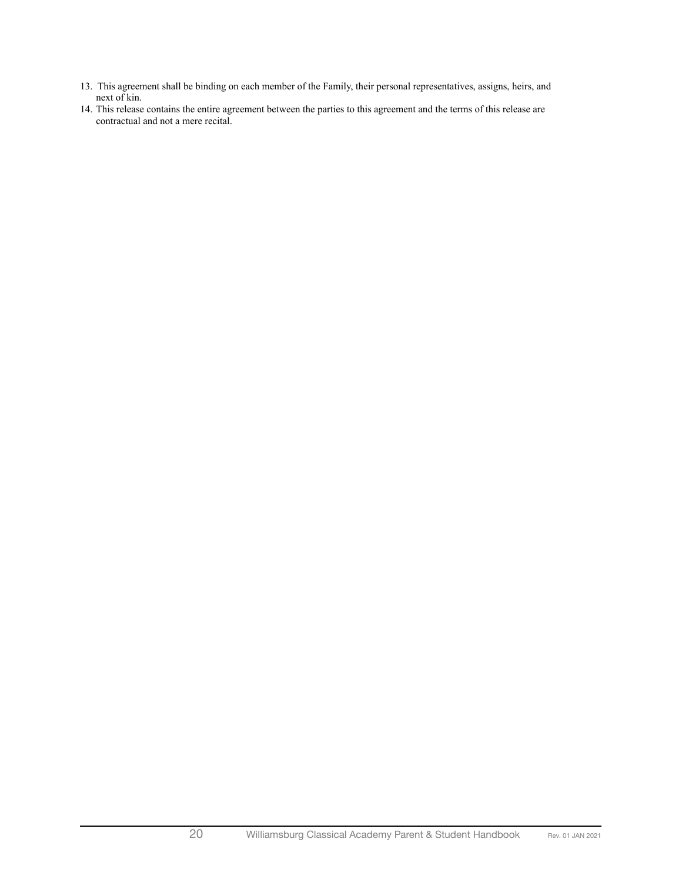13. This agreement shall be binding on each member of the Family, their personal representatives, assigns, heirs, and next of kin.
14. This release contains the entire agreement between the parties to this agreement and the terms of this release are contractual and not a mere recital.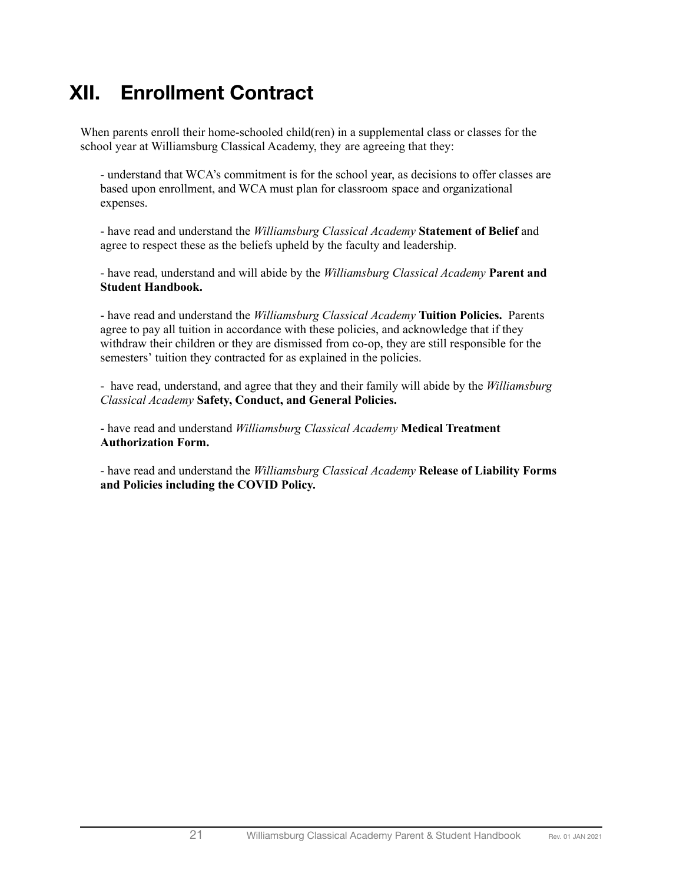# XII. Enrollment Contract

When parents enroll their home-schooled child(ren) in a supplemental class or classes for the school year at Williamsburg Classical Academy, they are agreeing that they:

- understand that WCA's commitment is for the school year, as decisions to offer classes are based upon enrollment, and WCA must plan for classroom space and organizational expenses.

- have read and understand the *Williamsburg Classical Academy* **Statement of Belief** and agree to respect these as the beliefs upheld by the faculty and leadership.

- have read, understand and will abide by the *Williamsburg Classical Academy* **Parent and Student Handbook.**

- have read and understand the *Williamsburg Classical Academy* **Tuition Policies.** Parents agree to pay all tuition in accordance with these policies, and acknowledge that if they withdraw their children or they are dismissed from co-op, they are still responsible for the semesters' tuition they contracted for as explained in the policies.

- have read, understand, and agree that they and their family will abide by the *Williamsburg Classical Academy* **Safety, Conduct, and General Policies.**

- have read and understand *Williamsburg Classical Academy* **Medical Treatment Authorization Form.**

- have read and understand the *Williamsburg Classical Academy* **Release of Liability Forms and Policies including the COVID Policy.**